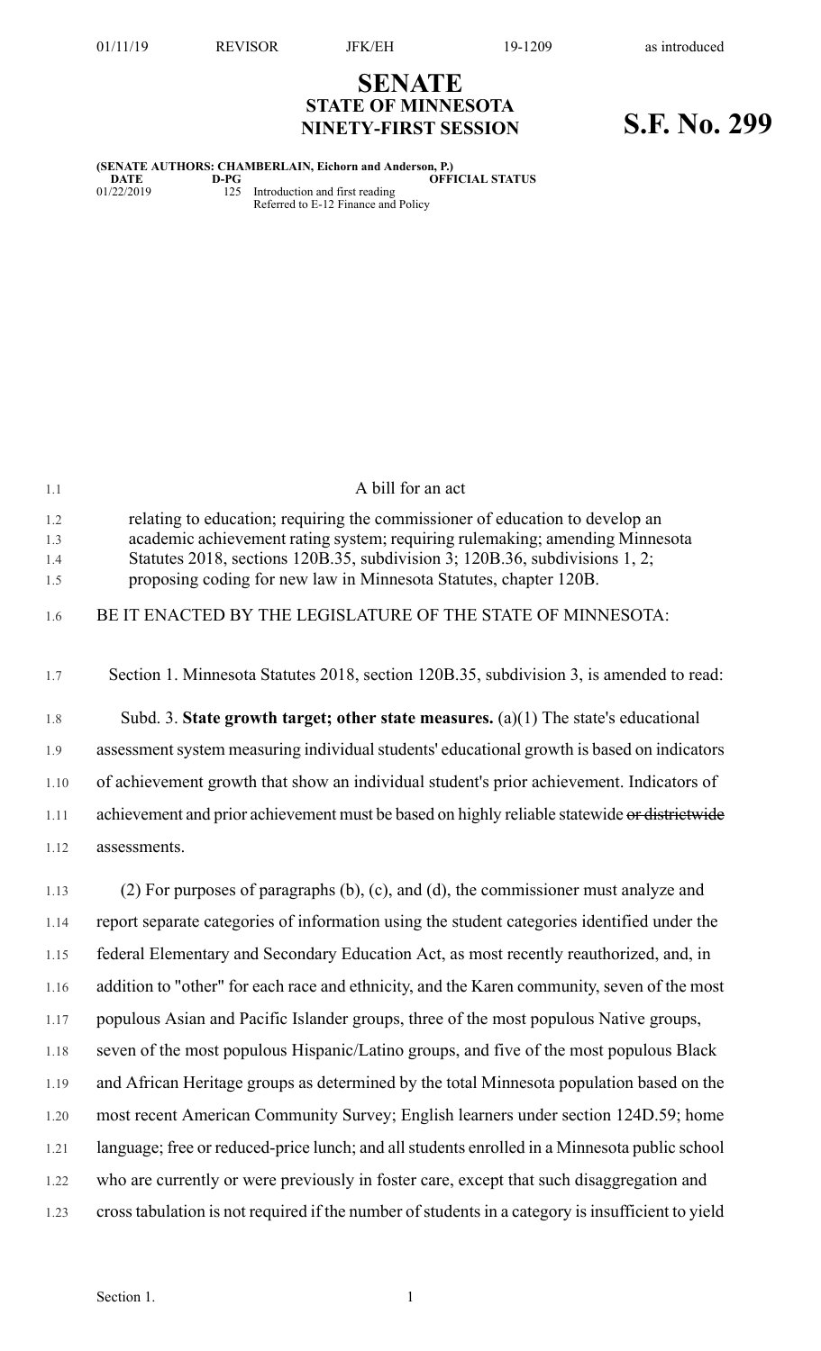01/11/19 REVISOR JFK/EH 19-1209 as introduced

# SENATE
## STATE OF MINNESOTA
## NINETY-FIRST SESSION

# S.F. No. 299

**(SENATE AUTHORS: CHAMBERLAIN, Eichorn and Anderson, P.)**

| DATE | D-PG | OFFICIAL STATUS |
|---|---|---|
| 01/22/2019 | 125 | Introduction and first reading<br>Referred to E-12 Finance and Policy |

A bill for an act

relating to education; requiring the commissioner of education to develop an academic achievement rating system; requiring rulemaking; amending Minnesota Statutes 2018, sections 120B.35, subdivision 3; 120B.36, subdivisions 1, 2; proposing coding for new law in Minnesota Statutes, chapter 120B.

BE IT ENACTED BY THE LEGISLATURE OF THE STATE OF MINNESOTA:

Section 1. Minnesota Statutes 2018, section 120B.35, subdivision 3, is amended to read:

Subd. 3. **State growth target; other state measures.** (a)(1) The state's educational assessment system measuring individual students' educational growth is based on indicators of achievement growth that show an individual student's prior achievement. Indicators of achievement and prior achievement must be based on highly reliable statewide ~~or districtwide~~ assessments.

(2) For purposes of paragraphs (b), (c), and (d), the commissioner must analyze and report separate categories of information using the student categories identified under the federal Elementary and Secondary Education Act, as most recently reauthorized, and, in addition to "other" for each race and ethnicity, and the Karen community, seven of the most populous Asian and Pacific Islander groups, three of the most populous Native groups, seven of the most populous Hispanic/Latino groups, and five of the most populous Black and African Heritage groups as determined by the total Minnesota population based on the most recent American Community Survey; English learners under section 124D.59; home language; free or reduced-price lunch; and all students enrolled in a Minnesota public school who are currently or were previously in foster care, except that such disaggregation and cross tabulation is not required if the number of students in a category is insufficient to yield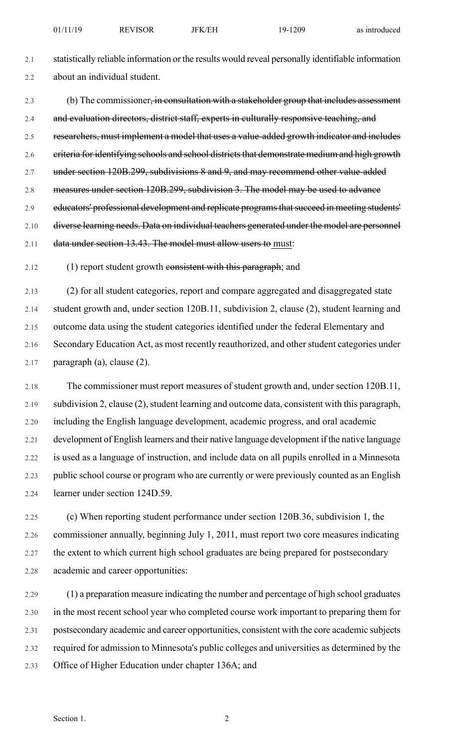statistically reliable information or the results would reveal personally identifiable information about an individual student.

(b) The commissioner~~, in consultation with a stakeholder group that includes assessment and evaluation directors, district staff, experts in culturally responsive teaching, and researchers, must implement a model that uses a value-added growth indicator and includes criteria for identifying schools and school districts that demonstrate medium and high growth under section 120B.299, subdivisions 8 and 9, and may recommend other value-added measures under section 120B.299, subdivision 3. The model may be used to advance educators' professional development and replicate programs that succeed in meeting students' diverse learning needs. Data on individual teachers generated under the model are personnel data under section 13.43. The model must allow users to~~ <u>must</u>:

(1) report student growth ~~consistent with this paragraph~~; and

(2) for all student categories, report and compare aggregated and disaggregated state student growth and, under section 120B.11, subdivision 2, clause (2), student learning and outcome data using the student categories identified under the federal Elementary and Secondary Education Act, as most recently reauthorized, and other student categories under paragraph (a), clause (2).

The commissioner must report measures of student growth and, under section 120B.11, subdivision 2, clause (2), student learning and outcome data, consistent with this paragraph, including the English language development, academic progress, and oral academic development of English learners and their native language development if the native language is used as a language of instruction, and include data on all pupils enrolled in a Minnesota public school course or program who are currently or were previously counted as an English learner under section 124D.59.

(c) When reporting student performance under section 120B.36, subdivision 1, the commissioner annually, beginning July 1, 2011, must report two core measures indicating the extent to which current high school graduates are being prepared for postsecondary academic and career opportunities:

(1) a preparation measure indicating the number and percentage of high school graduates in the most recent school year who completed course work important to preparing them for postsecondary academic and career opportunities, consistent with the core academic subjects required for admission to Minnesota's public colleges and universities as determined by the Office of Higher Education under chapter 136A; and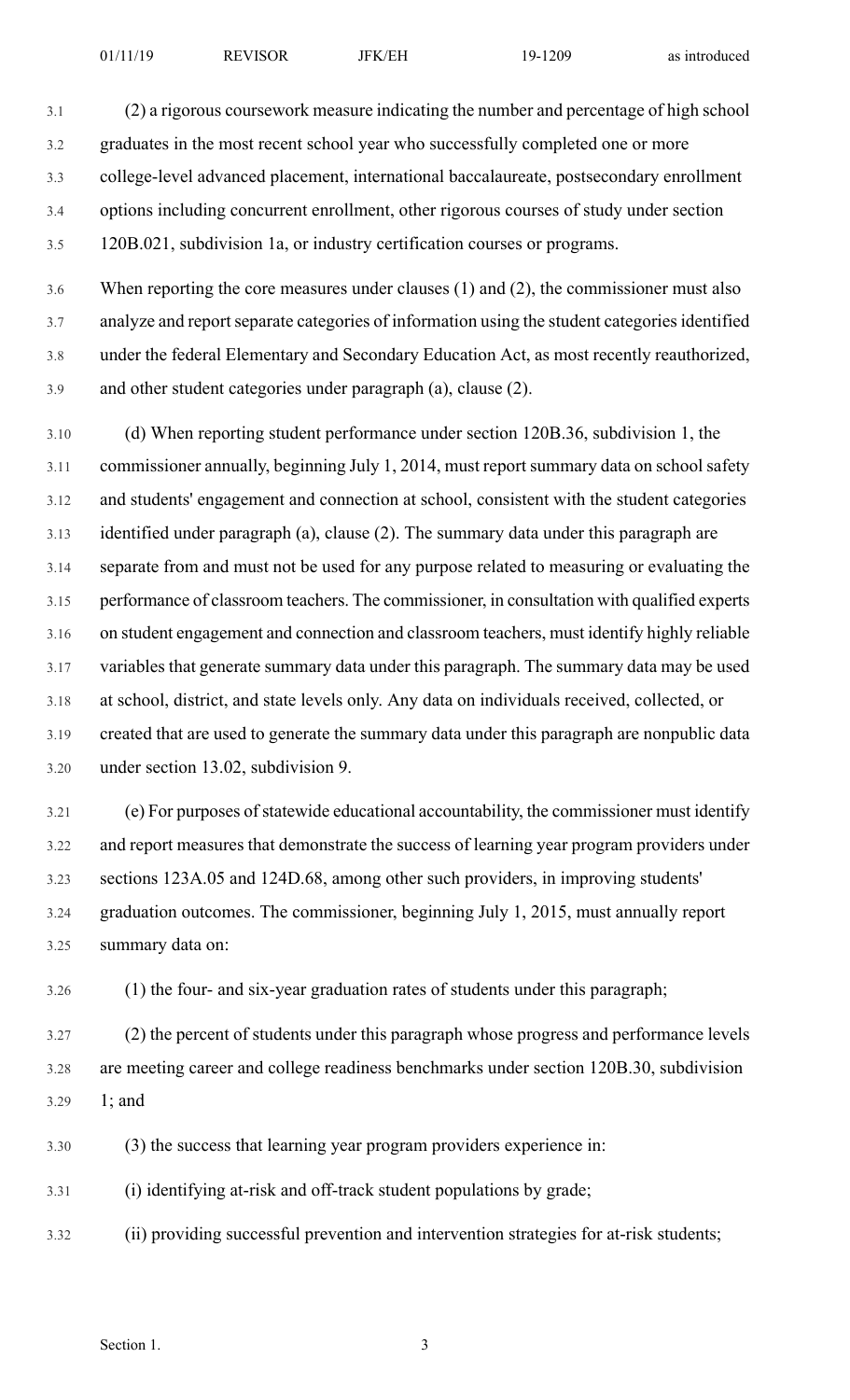(2) a rigorous coursework measure indicating the number and percentage of high school graduates in the most recent school year who successfully completed one or more college-level advanced placement, international baccalaureate, postsecondary enrollment options including concurrent enrollment, other rigorous courses of study under section 120B.021, subdivision 1a, or industry certification courses or programs.

When reporting the core measures under clauses (1) and (2), the commissioner must also analyze and report separate categories of information using the student categories identified under the federal Elementary and Secondary Education Act, as most recently reauthorized, and other student categories under paragraph (a), clause (2).

(d) When reporting student performance under section 120B.36, subdivision 1, the commissioner annually, beginning July 1, 2014, must report summary data on school safety and students' engagement and connection at school, consistent with the student categories identified under paragraph (a), clause (2). The summary data under this paragraph are separate from and must not be used for any purpose related to measuring or evaluating the performance of classroom teachers. The commissioner, in consultation with qualified experts on student engagement and connection and classroom teachers, must identify highly reliable variables that generate summary data under this paragraph. The summary data may be used at school, district, and state levels only. Any data on individuals received, collected, or created that are used to generate the summary data under this paragraph are nonpublic data under section 13.02, subdivision 9.

(e) For purposes of statewide educational accountability, the commissioner must identify and report measures that demonstrate the success of learning year program providers under sections 123A.05 and 124D.68, among other such providers, in improving students' graduation outcomes. The commissioner, beginning July 1, 2015, must annually report summary data on:

(1) the four- and six-year graduation rates of students under this paragraph;

(2) the percent of students under this paragraph whose progress and performance levels are meeting career and college readiness benchmarks under section 120B.30, subdivision 1; and

(3) the success that learning year program providers experience in:

(i) identifying at-risk and off-track student populations by grade;

(ii) providing successful prevention and intervention strategies for at-risk students;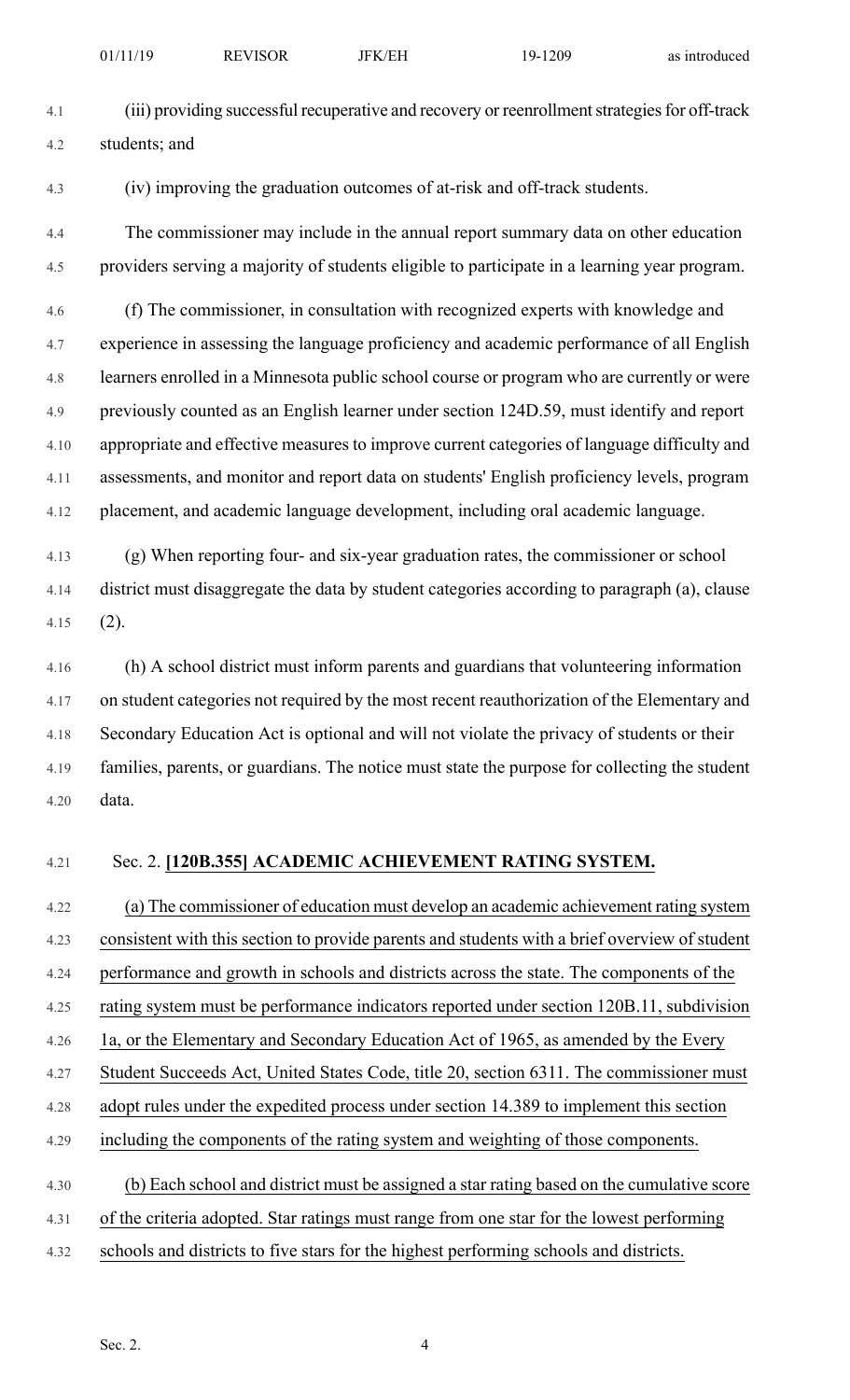(iii) providing successful recuperative and recovery or reenrollment strategies for off-track students; and

(iv) improving the graduation outcomes of at-risk and off-track students.

The commissioner may include in the annual report summary data on other education providers serving a majority of students eligible to participate in a learning year program.

(f) The commissioner, in consultation with recognized experts with knowledge and experience in assessing the language proficiency and academic performance of all English learners enrolled in a Minnesota public school course or program who are currently or were previously counted as an English learner under section 124D.59, must identify and report appropriate and effective measures to improve current categories of language difficulty and assessments, and monitor and report data on students' English proficiency levels, program placement, and academic language development, including oral academic language.

(g) When reporting four- and six-year graduation rates, the commissioner or school district must disaggregate the data by student categories according to paragraph (a), clause (2).

(h) A school district must inform parents and guardians that volunteering information on student categories not required by the most recent reauthorization of the Elementary and Secondary Education Act is optional and will not violate the privacy of students or their families, parents, or guardians. The notice must state the purpose for collecting the student data.

Sec. 2. **[120B.355] ACADEMIC ACHIEVEMENT RATING SYSTEM.**

(a) The commissioner of education must develop an academic achievement rating system consistent with this section to provide parents and students with a brief overview of student performance and growth in schools and districts across the state. The components of the rating system must be performance indicators reported under section 120B.11, subdivision 1a, or the Elementary and Secondary Education Act of 1965, as amended by the Every Student Succeeds Act, United States Code, title 20, section 6311. The commissioner must adopt rules under the expedited process under section 14.389 to implement this section including the components of the rating system and weighting of those components.

(b) Each school and district must be assigned a star rating based on the cumulative score of the criteria adopted. Star ratings must range from one star for the lowest performing schools and districts to five stars for the highest performing schools and districts.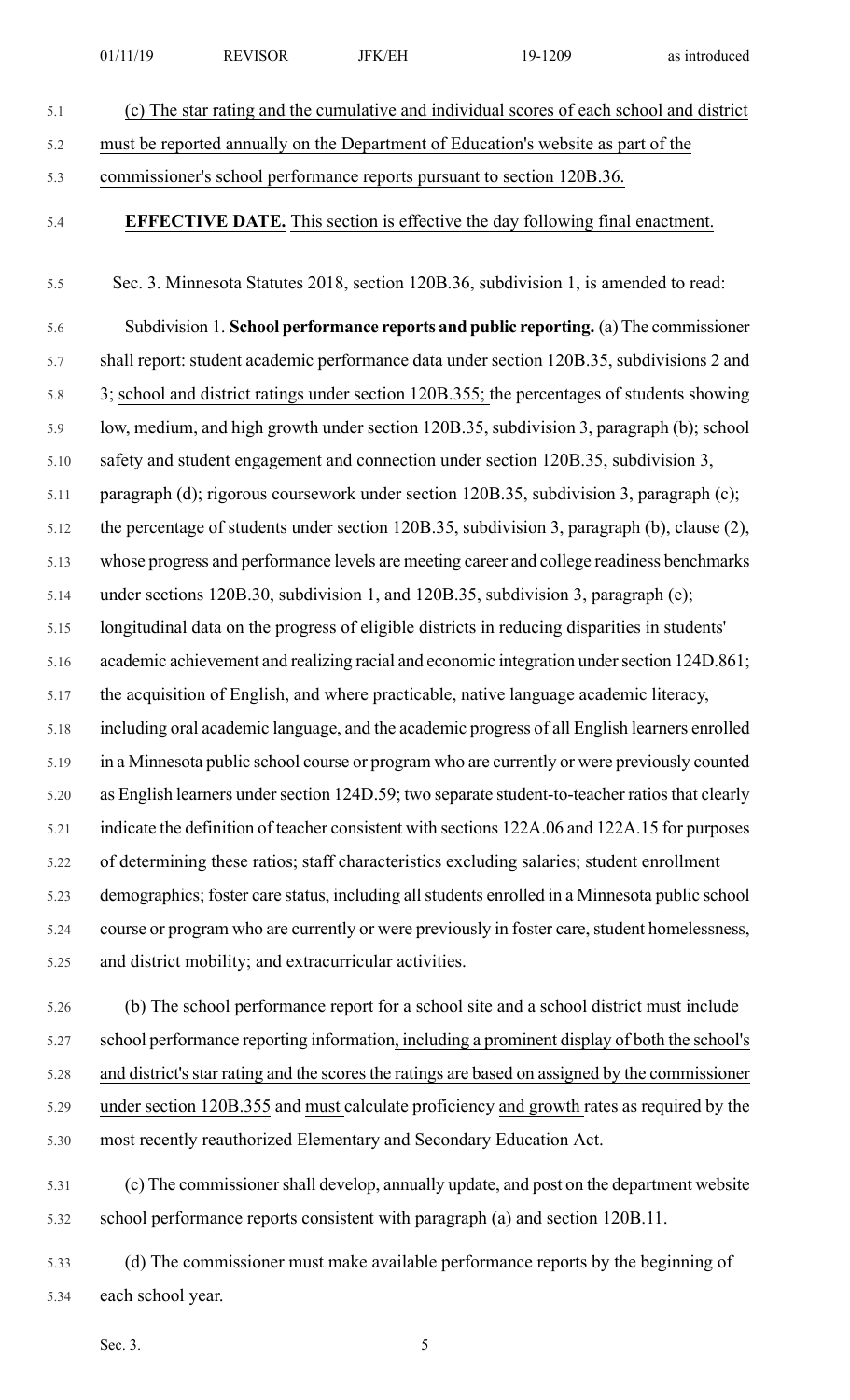(c) The star rating and the cumulative and individual scores of each school and district must be reported annually on the Department of Education's website as part of the commissioner's school performance reports pursuant to section 120B.36.

**EFFECTIVE DATE.** This section is effective the day following final enactment.

Sec. 3. Minnesota Statutes 2018, section 120B.36, subdivision 1, is amended to read:

Subdivision 1. **School performance reports and public reporting.** (a) The commissioner shall report: student academic performance data under section 120B.35, subdivisions 2 and 3; school and district ratings under section 120B.355; the percentages of students showing low, medium, and high growth under section 120B.35, subdivision 3, paragraph (b); school safety and student engagement and connection under section 120B.35, subdivision 3, paragraph (d); rigorous coursework under section 120B.35, subdivision 3, paragraph (c); the percentage of students under section 120B.35, subdivision 3, paragraph (b), clause (2), whose progress and performance levels are meeting career and college readiness benchmarks under sections 120B.30, subdivision 1, and 120B.35, subdivision 3, paragraph (e); longitudinal data on the progress of eligible districts in reducing disparities in students' academic achievement and realizing racial and economic integration under section 124D.861; the acquisition of English, and where practicable, native language academic literacy, including oral academic language, and the academic progress of all English learners enrolled in a Minnesota public school course or program who are currently or were previously counted as English learners under section 124D.59; two separate student-to-teacher ratios that clearly indicate the definition of teacher consistent with sections 122A.06 and 122A.15 for purposes of determining these ratios; staff characteristics excluding salaries; student enrollment demographics; foster care status, including all students enrolled in a Minnesota public school course or program who are currently or were previously in foster care, student homelessness, and district mobility; and extracurricular activities.

(b) The school performance report for a school site and a school district must include school performance reporting information, including a prominent display of both the school's and district's star rating and the scores the ratings are based on assigned by the commissioner under section 120B.355 and must calculate proficiency and growth rates as required by the most recently reauthorized Elementary and Secondary Education Act.

(c) The commissioner shall develop, annually update, and post on the department website school performance reports consistent with paragraph (a) and section 120B.11.

(d) The commissioner must make available performance reports by the beginning of each school year.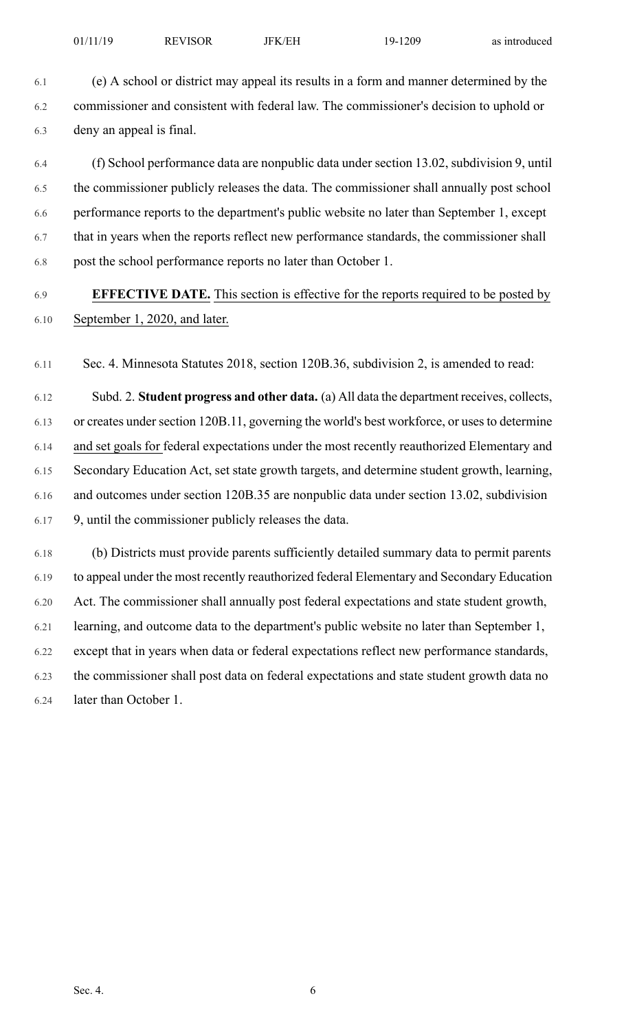(e) A school or district may appeal its results in a form and manner determined by the commissioner and consistent with federal law. The commissioner's decision to uphold or deny an appeal is final.

(f) School performance data are nonpublic data under section 13.02, subdivision 9, until the commissioner publicly releases the data. The commissioner shall annually post school performance reports to the department's public website no later than September 1, except that in years when the reports reflect new performance standards, the commissioner shall post the school performance reports no later than October 1.

**EFFECTIVE DATE.** This section is effective for the reports required to be posted by September 1, 2020, and later.

Sec. 4. Minnesota Statutes 2018, section 120B.36, subdivision 2, is amended to read:

Subd. 2. **Student progress and other data.** (a) All data the department receives, collects, or creates under section 120B.11, governing the world's best workforce, or uses to determine and set goals for federal expectations under the most recently reauthorized Elementary and Secondary Education Act, set state growth targets, and determine student growth, learning, and outcomes under section 120B.35 are nonpublic data under section 13.02, subdivision 9, until the commissioner publicly releases the data.

(b) Districts must provide parents sufficiently detailed summary data to permit parents to appeal under the most recently reauthorized federal Elementary and Secondary Education Act. The commissioner shall annually post federal expectations and state student growth, learning, and outcome data to the department's public website no later than September 1, except that in years when data or federal expectations reflect new performance standards, the commissioner shall post data on federal expectations and state student growth data no later than October 1.